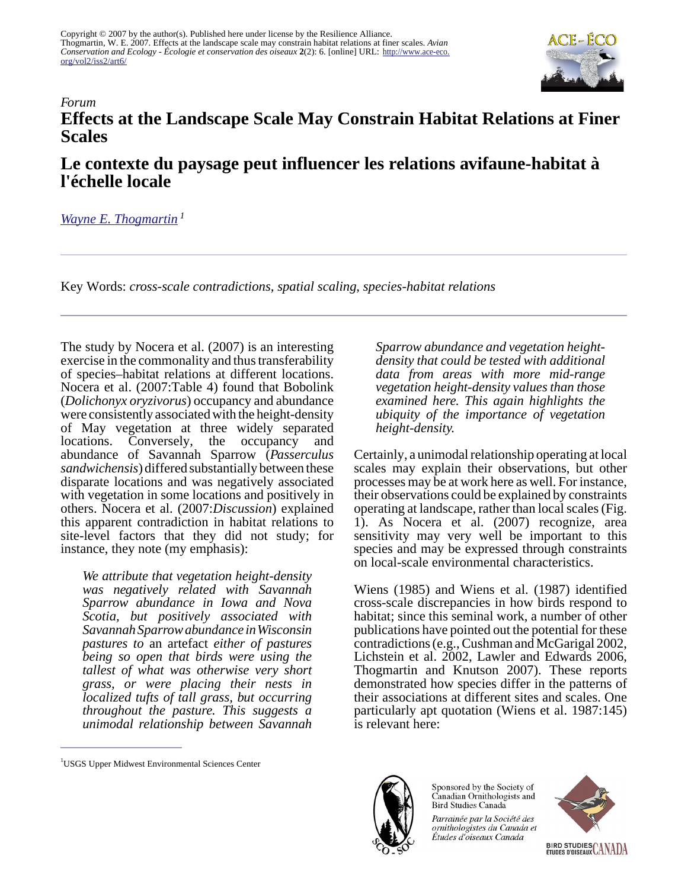Copyright © 2007 by the author(s). Published here under license by the Resilience Alliance.
Thogmartin, W. E. 2007. Effects at the landscape scale may constrain habitat relations at finer scales. *Avian Conservation and Ecology - Écologie et conservation des oiseaux* **2**(2): 6. [online] URL: http://www.ace-eco.org/vol2/iss2/art6/

*Forum*

# Effects at the Landscape Scale May Constrain Habitat Relations at Finer Scales

# Le contexte du paysage peut influencer les relations avifaune-habitat à l'échelle locale

*Wayne E. Thogmartin* [1]

Key Words: *cross-scale contradictions, spatial scaling, species-habitat relations*

The study by Nocera et al. (2007) is an interesting exercise in the commonality and thus transferability of species–habitat relations at different locations. Nocera et al. (2007:Table 4) found that Bobolink (*Dolichonyx oryzivorus*) occupancy and abundance were consistently associated with the height-density of May vegetation at three widely separated locations. Conversely, the occupancy and abundance of Savannah Sparrow (*Passerculus sandwichensis*) differed substantially between these disparate locations and was negatively associated with vegetation in some locations and positively in others. Nocera et al. (2007:*Discussion*) explained this apparent contradiction in habitat relations to site-level factors that they did not study; for instance, they note (my emphasis):

> *We attribute that vegetation height-density was negatively related with Savannah Sparrow abundance in Iowa and Nova Scotia, but positively associated with Savannah Sparrow abundance in Wisconsin pastures to* an artefact *either of pastures being so open that birds were using the tallest of what was otherwise very short grass, or were placing their nests in localized tufts of tall grass, but occurring throughout the pasture. This suggests a unimodal relationship between Savannah Sparrow abundance and vegetation height-density that could be tested with additional data from areas with more mid-range vegetation height-density values than those examined here. This again highlights the ubiquity of the importance of vegetation height-density.*

Certainly, a unimodal relationship operating at local scales may explain their observations, but other processes may be at work here as well. For instance, their observations could be explained by constraints operating at landscape, rather than local scales (Fig. 1). As Nocera et al. (2007) recognize, area sensitivity may very well be important to this species and may be expressed through constraints on local-scale environmental characteristics.

Wiens (1985) and Wiens et al. (1987) identified cross-scale discrepancies in how birds respond to habitat; since this seminal work, a number of other publications have pointed out the potential for these contradictions (e.g., Cushman and McGarigal 2002, Lichstein et al. 2002, Lawler and Edwards 2006, Thogmartin and Knutson 2007). These reports demonstrated how species differ in the patterns of their associations at different sites and scales. One particularly apt quotation (Wiens et al. 1987:145) is relevant here:

[1] USGS Upper Midwest Environmental Sciences Center

Sponsored by the Society of Canadian Ornithologists and Bird Studies Canada

*Parrainée par la Société des ornithologistes du Canada et Études d'oiseaux Canada*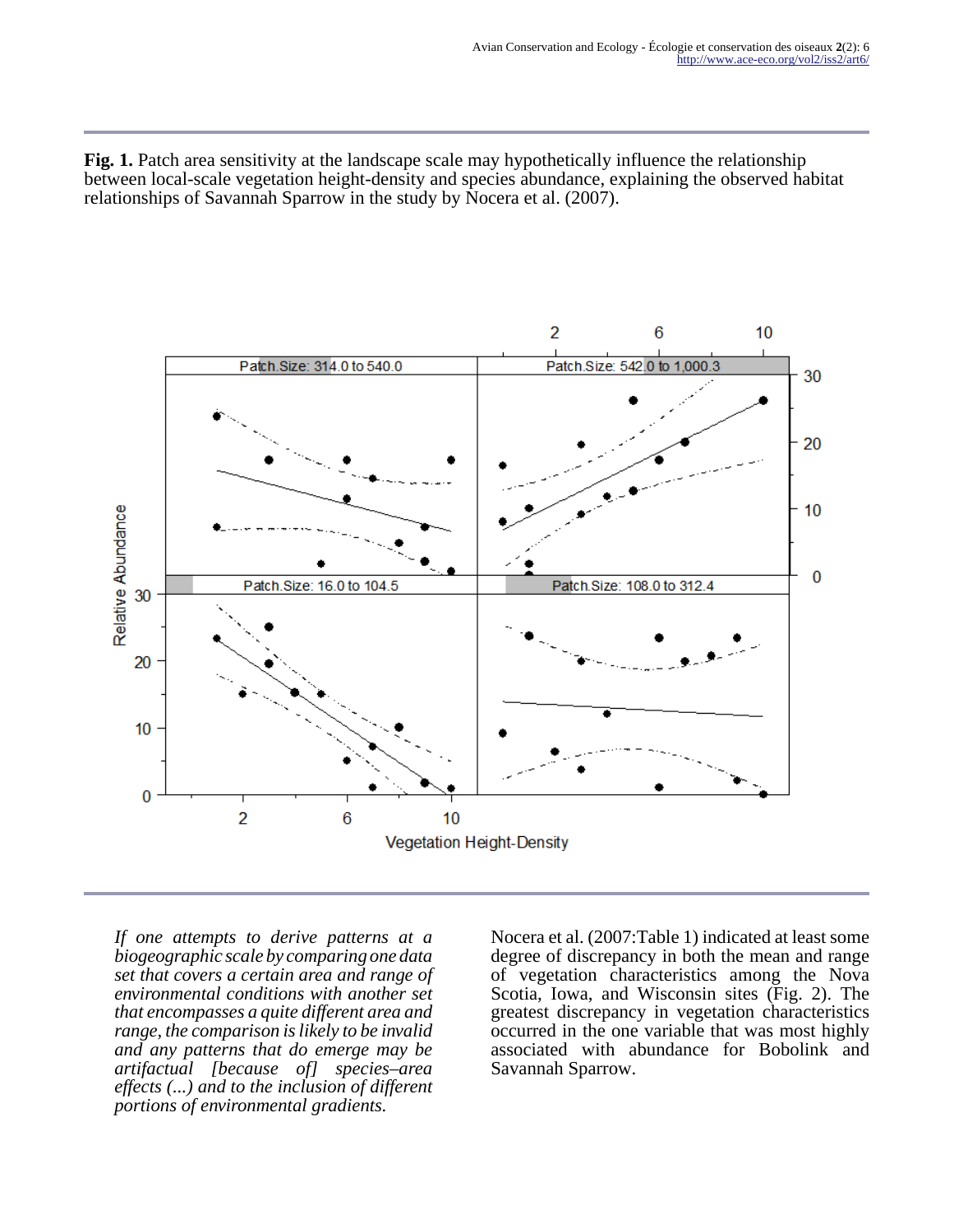**Fig. 1.** Patch area sensitivity at the landscape scale may hypothetically influence the relationship between local-scale vegetation height-density and species abundance, explaining the observed habitat relationships of Savannah Sparrow in the study by Nocera et al. (2007).

*If one attempts to derive patterns at a biogeographic scale by comparing one data set that covers a certain area and range of environmental conditions with another set that encompasses a quite different area and range, the comparison is likely to be invalid and any patterns that do emerge may be artifactual [because of] species–area effects (...) and to the inclusion of different portions of environmental gradients.*

Nocera et al. (2007:Table 1) indicated at least some degree of discrepancy in both the mean and range of vegetation characteristics among the Nova Scotia, Iowa, and Wisconsin sites (Fig. 2). The greatest discrepancy in vegetation characteristics occurred in the one variable that was most highly associated with abundance for Bobolink and Savannah Sparrow.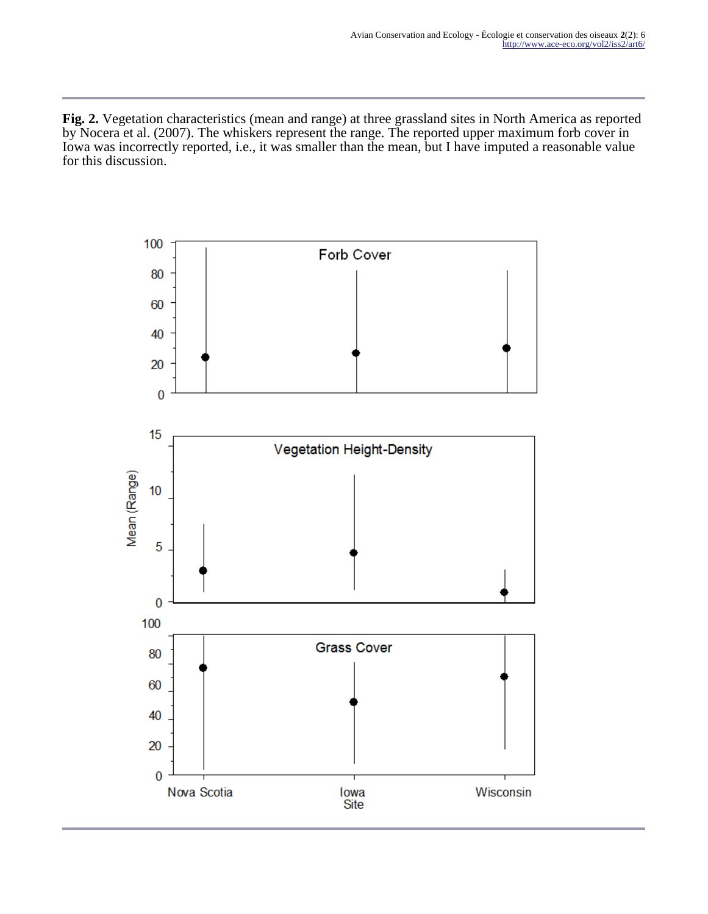**Fig. 2.** Vegetation characteristics (mean and range) at three grassland sites in North America as reported by Nocera et al. (2007). The whiskers represent the range. The reported upper maximum forb cover in Iowa was incorrectly reported, i.e., it was smaller than the mean, but I have imputed a reasonable value for this discussion.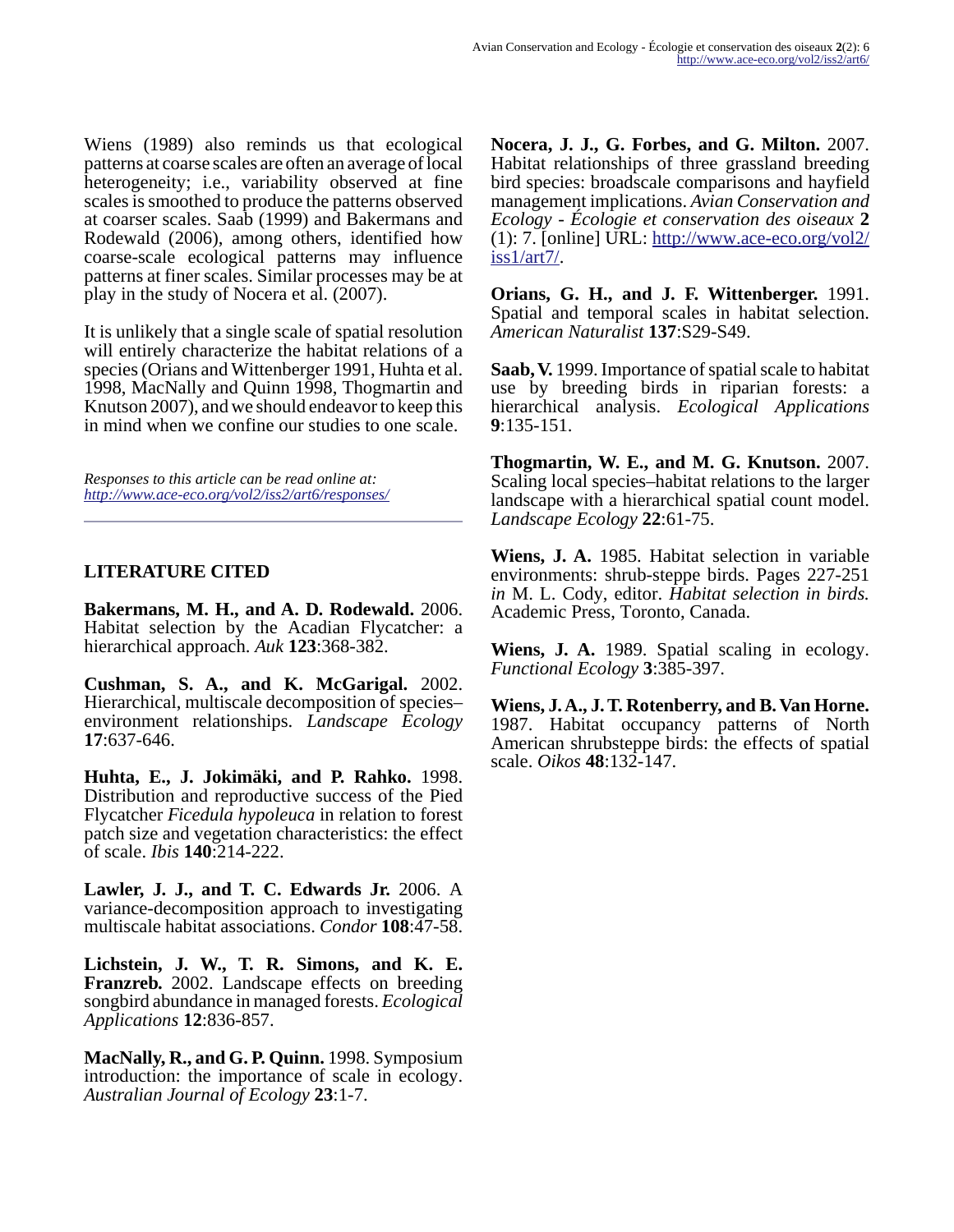Wiens (1989) also reminds us that ecological patterns at coarse scales are often an average of local heterogeneity; i.e., variability observed at fine scales is smoothed to produce the patterns observed at coarser scales. Saab (1999) and Bakermans and Rodewald (2006), among others, identified how coarse-scale ecological patterns may influence patterns at finer scales. Similar processes may be at play in the study of Nocera et al. (2007).

It is unlikely that a single scale of spatial resolution will entirely characterize the habitat relations of a species (Orians and Wittenberger 1991, Huhta et al. 1998, MacNally and Quinn 1998, Thogmartin and Knutson 2007), and we should endeavor to keep this in mind when we confine our studies to one scale.

*Responses to this article can be read online at:* *http://www.ace-eco.org/vol2/iss2/art6/responses/*

---

## LITERATURE CITED

**Bakermans, M. H., and A. D. Rodewald.** 2006. Habitat selection by the Acadian Flycatcher: a hierarchical approach. *Auk* **123**:368-382.

**Cushman, S. A., and K. McGarigal.** 2002. Hierarchical, multiscale decomposition of species–environment relationships. *Landscape Ecology* **17**:637-646.

**Huhta, E., J. Jokimäki, and P. Rahko.** 1998. Distribution and reproductive success of the Pied Flycatcher *Ficedula hypoleuca* in relation to forest patch size and vegetation characteristics: the effect of scale. *Ibis* **140**:214-222.

**Lawler, J. J., and T. C. Edwards Jr.** 2006. A variance-decomposition approach to investigating multiscale habitat associations. *Condor* **108**:47-58.

**Lichstein, J. W., T. R. Simons, and K. E. Franzreb.** 2002. Landscape effects on breeding songbird abundance in managed forests. *Ecological Applications* **12**:836-857.

**MacNally, R., and G. P. Quinn.** 1998. Symposium introduction: the importance of scale in ecology. *Australian Journal of Ecology* **23**:1-7.

**Nocera, J. J., G. Forbes, and G. Milton.** 2007. Habitat relationships of three grassland breeding bird species: broadscale comparisons and hayfield management implications. *Avian Conservation and Ecology - Écologie et conservation des oiseaux* **2** (1): 7. [online] URL: http://www.ace-eco.org/vol2/iss1/art7/.

**Orians, G. H., and J. F. Wittenberger.** 1991. Spatial and temporal scales in habitat selection. *American Naturalist* **137**:S29-S49.

**Saab, V.** 1999. Importance of spatial scale to habitat use by breeding birds in riparian forests: a hierarchical analysis. *Ecological Applications* **9**:135-151.

**Thogmartin, W. E., and M. G. Knutson.** 2007. Scaling local species–habitat relations to the larger landscape with a hierarchical spatial count model. *Landscape Ecology* **22**:61-75.

**Wiens, J. A.** 1985. Habitat selection in variable environments: shrub-steppe birds. Pages 227-251 *in* M. L. Cody, editor. *Habitat selection in birds.* Academic Press, Toronto, Canada.

**Wiens, J. A.** 1989. Spatial scaling in ecology. *Functional Ecology* **3**:385-397.

**Wiens, J. A., J. T. Rotenberry, and B. Van Horne.** 1987. Habitat occupancy patterns of North American shrubsteppe birds: the effects of spatial scale. *Oikos* **48**:132-147.